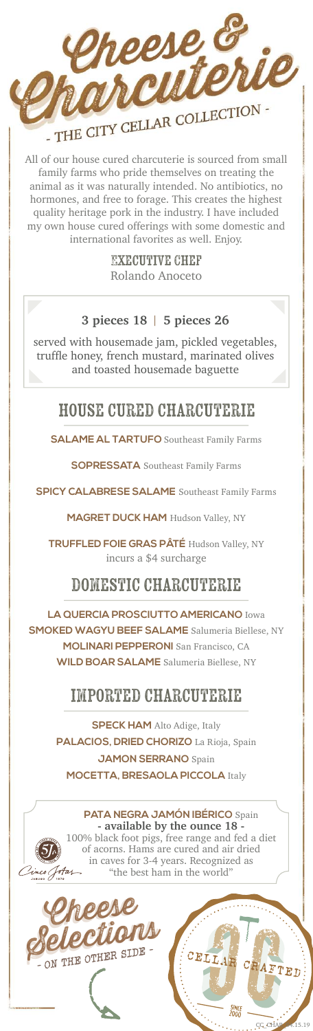# Cheese & Charcuterie

## - THE CITY CELLAR COLLECTION -

All of our house cured charcuterie is sourced from small family farms who pride themselves on treating the animal as it was naturally intended. No antibiotics, no hormones, and free to forage. This creates the highest quality heritage pork in the industry. I have included my own house cured offerings with some domestic and international favorites as well. Enjoy.

**EXECUTIVE CHEF**
Rolando Anoceto

**3 pieces 18 | 5 pieces 26**

served with housemade jam, pickled vegetables, truffle honey, french mustard, marinated olives and toasted housemade baguette

## HOUSE CURED CHARCUTERIE

**SALAME AL TARTUFO** Southeast Family Farms

**SOPRESSATA** Southeast Family Farms

**SPICY CALABRESE SALAME** Southeast Family Farms

**MAGRET DUCK HAM** Hudson Valley, NY

**TRUFFLED FOIE GRAS PÂTÉ** Hudson Valley, NY
incurs a $4 surcharge

## DOMESTIC CHARCUTERIE

**LA QUERCIA PROSCIUTTO AMERICANO** Iowa

**SMOKED WAGYU BEEF SALAME** Salumeria Biellese, NY

**MOLINARI PEPPERONI** San Francisco, CA

**WILD BOAR SALAME** Salumeria Biellese, NY

## IMPORTED CHARCUTERIE

**SPECK HAM** Alto Adige, Italy

**PALACIOS, DRIED CHORIZO** La Rioja, Spain

**JAMON SERRANO** Spain

**MOCETTA, BRESAOLA PICCOLA** Italy

**PATA NEGRA JAMÓN IBÉRICO** Spain
**- available by the ounce 18 -**
100% black foot pigs, free range and fed a diet of acorns. Hams are cured and air dried in caves for 3-4 years. Recognized as "the best ham in the world"

Cinco Jotas

# Cheese Selections

- ON THE OTHER SIDE -

CELLAR CRAFTED
SINCE 2000

CC CHAR 04.15.19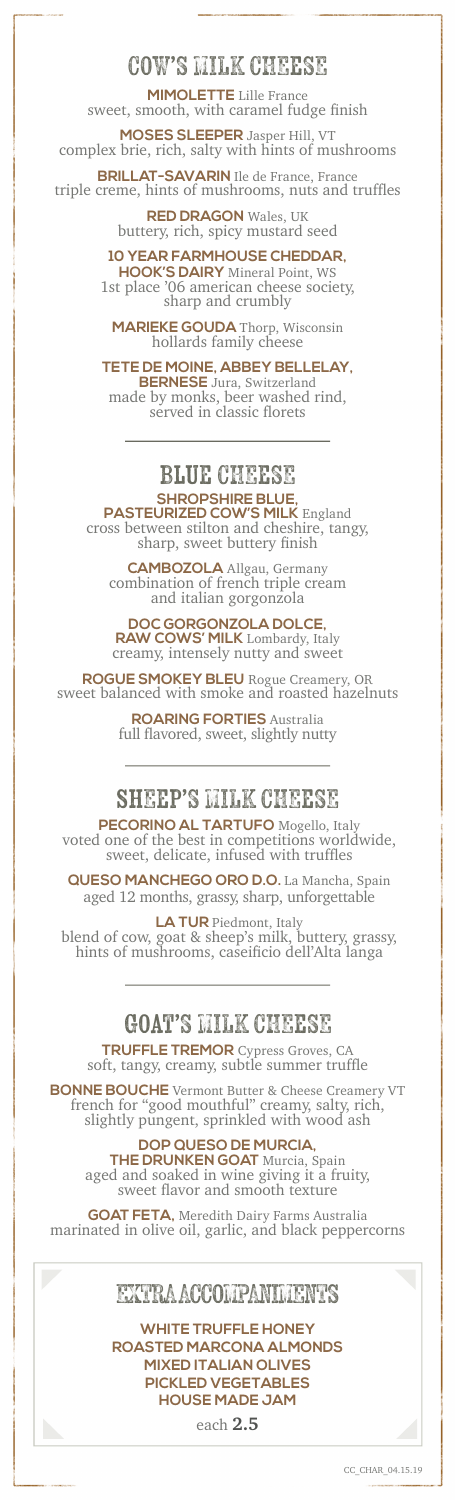## COW'S MILK CHEESE

**MIMOLETTE** Lille France
sweet, smooth, with caramel fudge finish

**MOSES SLEEPER** Jasper Hill, VT
complex brie, rich, salty with hints of mushrooms

**BRILLAT-SAVARIN** Ile de France, France
triple creme, hints of mushrooms, nuts and truffles

**RED DRAGON** Wales, UK
buttery, rich, spicy mustard seed

**10 YEAR FARMHOUSE CHEDDAR, HOOK'S DAIRY** Mineral Point, WS
1st place '06 american cheese society, sharp and crumbly

**MARIEKE GOUDA** Thorp, Wisconsin
hollards family cheese

**TETE DE MOINE, ABBEY BELLELAY, BERNESE** Jura, Switzerland
made by monks, beer washed rind, served in classic florets

## BLUE CHEESE

**SHROPSHIRE BLUE, PASTEURIZED COW'S MILK** England
cross between stilton and cheshire, tangy, sharp, sweet buttery finish

**CAMBOZOLA** Allgau, Germany
combination of french triple cream and italian gorgonzola

**DOC GORGONZOLA DOLCE, RAW COWS' MILK** Lombardy, Italy
creamy, intensely nutty and sweet

**ROGUE SMOKEY BLEU** Rogue Creamery, OR
sweet balanced with smoke and roasted hazelnuts

**ROARING FORTIES** Australia
full flavored, sweet, slightly nutty

## SHEEP'S MILK CHEESE

**PECORINO AL TARTUFO** Mogello, Italy
voted one of the best in competitions worldwide, sweet, delicate, infused with truffles

**QUESO MANCHEGO ORO D.O.** La Mancha, Spain
aged 12 months, grassy, sharp, unforgettable

**LA TUR** Piedmont, Italy
blend of cow, goat & sheep's milk, buttery, grassy, hints of mushrooms, caseificio dell'Alta langa

## GOAT'S MILK CHEESE

**TRUFFLE TREMOR** Cypress Groves, CA
soft, tangy, creamy, subtle summer truffle

**BONNE BOUCHE** Vermont Butter & Cheese Creamery VT
french for "good mouthful" creamy, salty, rich, slightly pungent, sprinkled with wood ash

**DOP QUESO DE MURCIA, THE DRUNKEN GOAT** Murcia, Spain
aged and soaked in wine giving it a fruity, sweet flavor and smooth texture

**GOAT FETA,** Meredith Dairy Farms Australia
marinated in olive oil, garlic, and black peppercorns

## EXTRA ACCOMPANIMENTS

**WHITE TRUFFLE HONEY**
**ROASTED MARCONA ALMONDS**
**MIXED ITALIAN OLIVES**
**PICKLED VEGETABLES**
**HOUSE MADE JAM**

each **2.5**

CC_CHAR_04.15.19